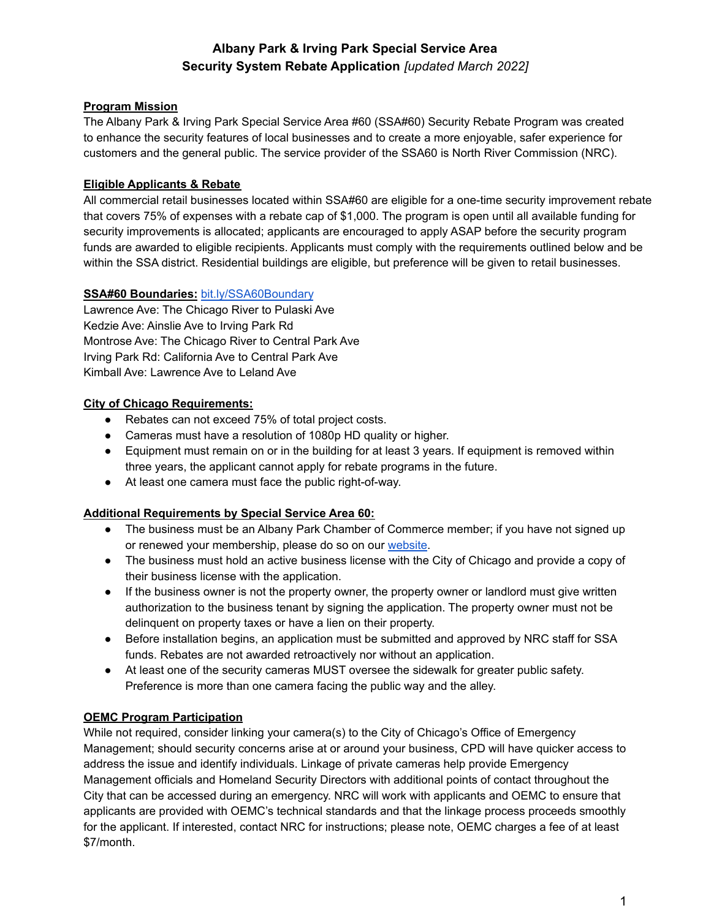# Albany Park & Irving Park Special Service Area
# Security System Rebate Application *[updated March 2022]*

## Program Mission

The Albany Park & Irving Park Special Service Area #60 (SSA#60) Security Rebate Program was created to enhance the security features of local businesses and to create a more enjoyable, safer experience for customers and the general public. The service provider of the SSA60 is North River Commission (NRC).

## Eligible Applicants & Rebate

All commercial retail businesses located within SSA#60 are eligible for a one-time security improvement rebate that covers 75% of expenses with a rebate cap of $1,000. The program is open until all available funding for security improvements is allocated; applicants are encouraged to apply ASAP before the security program funds are awarded to eligible recipients. Applicants must comply with the requirements outlined below and be within the SSA district. Residential buildings are eligible, but preference will be given to retail businesses.

**SSA#60 Boundaries:** bit.ly/SSA60Boundary

Lawrence Ave: The Chicago River to Pulaski Ave
Kedzie Ave: Ainslie Ave to Irving Park Rd
Montrose Ave: The Chicago River to Central Park Ave
Irving Park Rd: California Ave to Central Park Ave
Kimball Ave: Lawrence Ave to Leland Ave

## City of Chicago Requirements:

- Rebates can not exceed 75% of total project costs.
- Cameras must have a resolution of 1080p HD quality or higher.
- Equipment must remain on or in the building for at least 3 years. If equipment is removed within three years, the applicant cannot apply for rebate programs in the future.
- At least one camera must face the public right-of-way.

## Additional Requirements by Special Service Area 60:

- The business must be an Albany Park Chamber of Commerce member; if you have not signed up or renewed your membership, please do so on our website.
- The business must hold an active business license with the City of Chicago and provide a copy of their business license with the application.
- If the business owner is not the property owner, the property owner or landlord must give written authorization to the business tenant by signing the application. The property owner must not be delinquent on property taxes or have a lien on their property.
- Before installation begins, an application must be submitted and approved by NRC staff for SSA funds. Rebates are not awarded retroactively nor without an application.
- At least one of the security cameras MUST oversee the sidewalk for greater public safety. Preference is more than one camera facing the public way and the alley.

## OEMC Program Participation

While not required, consider linking your camera(s) to the City of Chicago's Office of Emergency Management; should security concerns arise at or around your business, CPD will have quicker access to address the issue and identify individuals. Linkage of private cameras help provide Emergency Management officials and Homeland Security Directors with additional points of contact throughout the City that can be accessed during an emergency. NRC will work with applicants and OEMC to ensure that applicants are provided with OEMC's technical standards and that the linkage process proceeds smoothly for the applicant. If interested, contact NRC for instructions; please note, OEMC charges a fee of at least $7/month.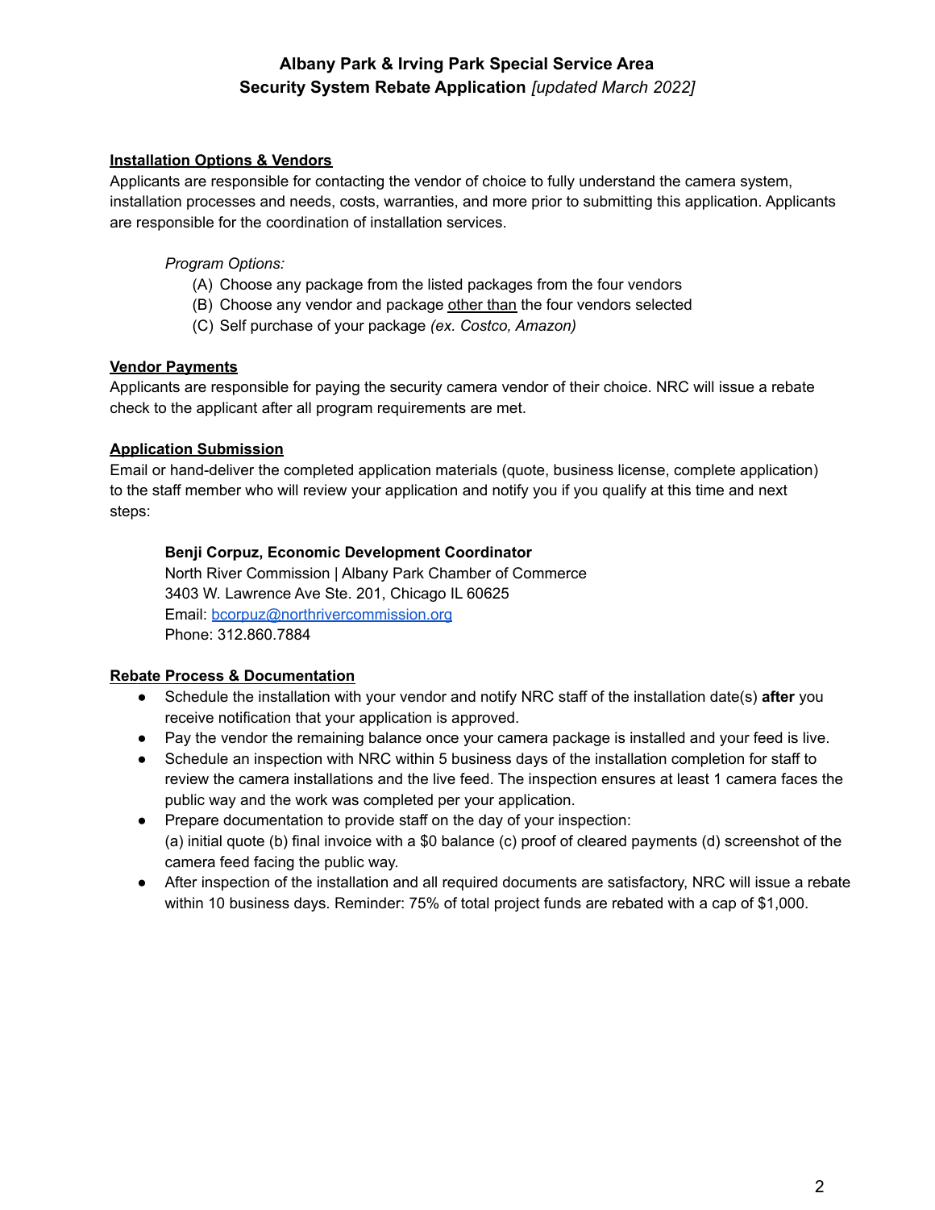# Albany Park & Irving Park Special Service Area
## Security System Rebate Application *[updated March 2022]*

**Installation Options & Vendors**

Applicants are responsible for contacting the vendor of choice to fully understand the camera system, installation processes and needs, costs, warranties, and more prior to submitting this application. Applicants are responsible for the coordination of installation services.

*Program Options:*

(A) Choose any package from the listed packages from the four vendors
(B) Choose any vendor and package other than the four vendors selected
(C) Self purchase of your package *(ex. Costco, Amazon)*

**Vendor Payments**

Applicants are responsible for paying the security camera vendor of their choice. NRC will issue a rebate check to the applicant after all program requirements are met.

**Application Submission**

Email or hand-deliver the completed application materials (quote, business license, complete application) to the staff member who will review your application and notify you if you qualify at this time and next steps:

**Benji Corpuz, Economic Development Coordinator**
North River Commission | Albany Park Chamber of Commerce
3403 W. Lawrence Ave Ste. 201, Chicago IL 60625
Email: bcorpuz@northrivercommission.org
Phone: 312.860.7884

**Rebate Process & Documentation**

- Schedule the installation with your vendor and notify NRC staff of the installation date(s) **after** you receive notification that your application is approved.
- Pay the vendor the remaining balance once your camera package is installed and your feed is live.
- Schedule an inspection with NRC within 5 business days of the installation completion for staff to review the camera installations and the live feed. The inspection ensures at least 1 camera faces the public way and the work was completed per your application.
- Prepare documentation to provide staff on the day of your inspection:
  (a) initial quote (b) final invoice with a $0 balance (c) proof of cleared payments (d) screenshot of the camera feed facing the public way.
- After inspection of the installation and all required documents are satisfactory, NRC will issue a rebate within 10 business days. Reminder: 75% of total project funds are rebated with a cap of $1,000.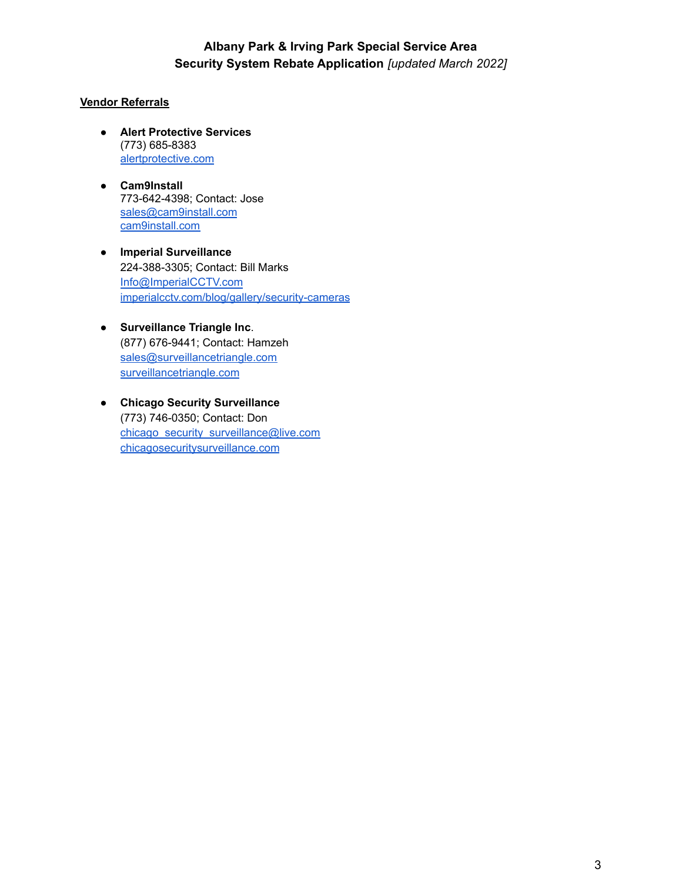**Albany Park & Irving Park Special Service Area**
**Security System Rebate Application** *[updated March 2022]*

**Vendor Referrals**

- **Alert Protective Services**
  (773) 685-8383
  alertprotective.com

- **Cam9Install**
  773-642-4398; Contact: Jose
  sales@cam9install.com
  cam9install.com

- **Imperial Surveillance**
  224-388-3305; Contact: Bill Marks
  Info@ImperialCCTV.com
  imperialcctv.com/blog/gallery/security-cameras

- **Surveillance Triangle Inc**.
  (877) 676-9441; Contact: Hamzeh
  sales@surveillancetriangle.com
  surveillancetriangle.com

- **Chicago Security Surveillance**
  (773) 746-0350; Contact: Don
  chicago_security_surveillance@live.com
  chicagosecuritysurveillance.com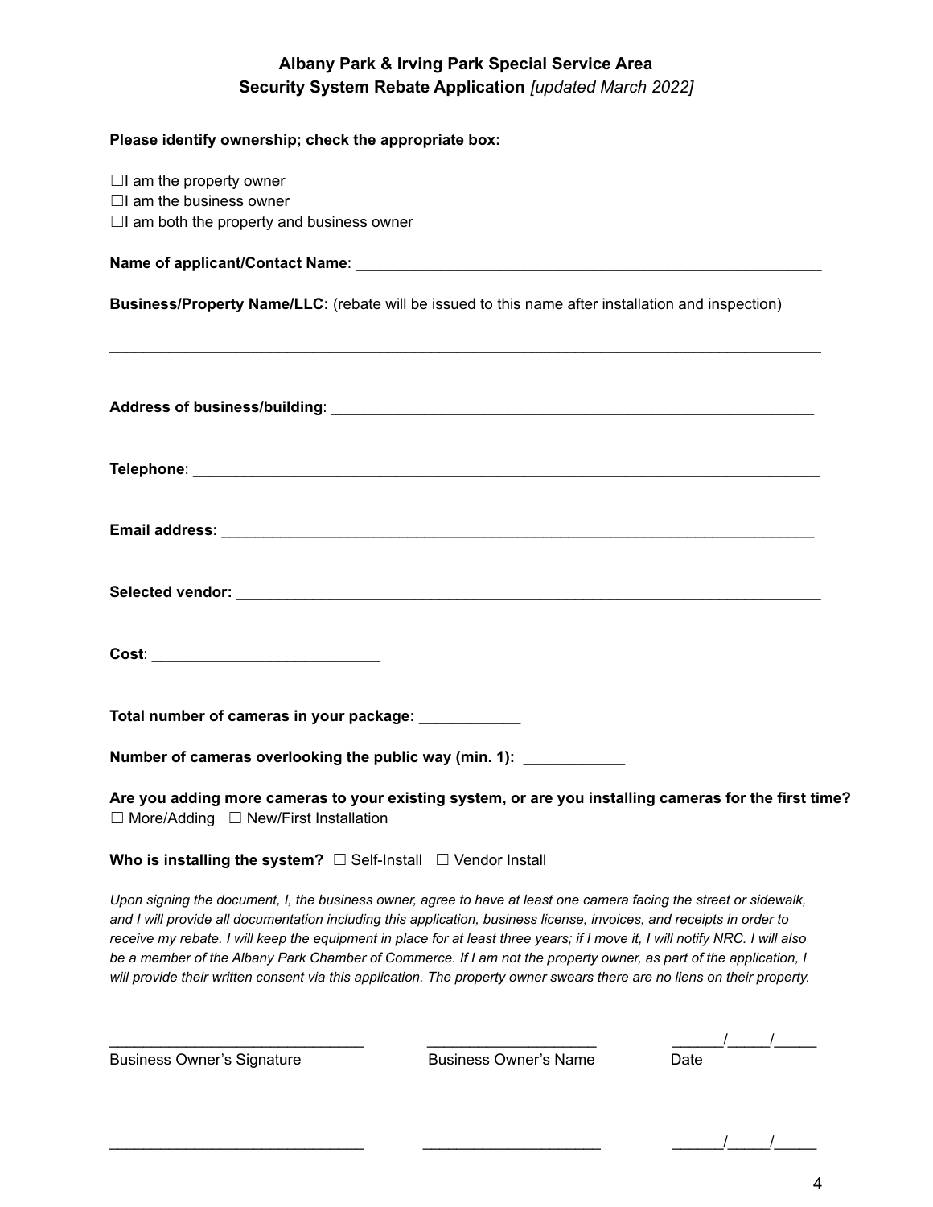**Albany Park & Irving Park Special Service Area**
**Security System Rebate Application** *[updated March 2022]*

**Please identify ownership; check the appropriate box:**

☐I am the property owner
☐I am the business owner
☐I am both the property and business owner

**Name of applicant/Contact Name**: ________________________________________________________

**Business/Property Name/LLC:** (rebate will be issued to this name after installation and inspection)

____________________________________________________________________________________

**Address of business/building**: ________________________________________________________

**Telephone**: ____________________________________________________________________________

**Email address**: _______________________________________________________________________

**Selected vendor:** _______________________________________________________________________

**Cost**: ___________________________

**Total number of cameras in your package:** ____________

**Number of cameras overlooking the public way (min. 1):** ____________

**Are you adding more cameras to your existing system, or are you installing cameras for the first time?**
☐ More/Adding ☐ New/First Installation

**Who is installing the system?** ☐ Self-Install ☐ Vendor Install

*Upon signing the document, I, the business owner, agree to have at least one camera facing the street or sidewalk, and I will provide all documentation including this application, business license, invoices, and receipts in order to receive my rebate. I will keep the equipment in place for at least three years; if I move it, I will notify NRC. I will also be a member of the Albany Park Chamber of Commerce. If I am not the property owner, as part of the application, I will provide their written consent via this application. The property owner swears there are no liens on their property.*

______________________________ ____________________ ______/_____/_____
Business Owner's Signature Business Owner's Name Date

______________________________ ____________________ ______/_____/_____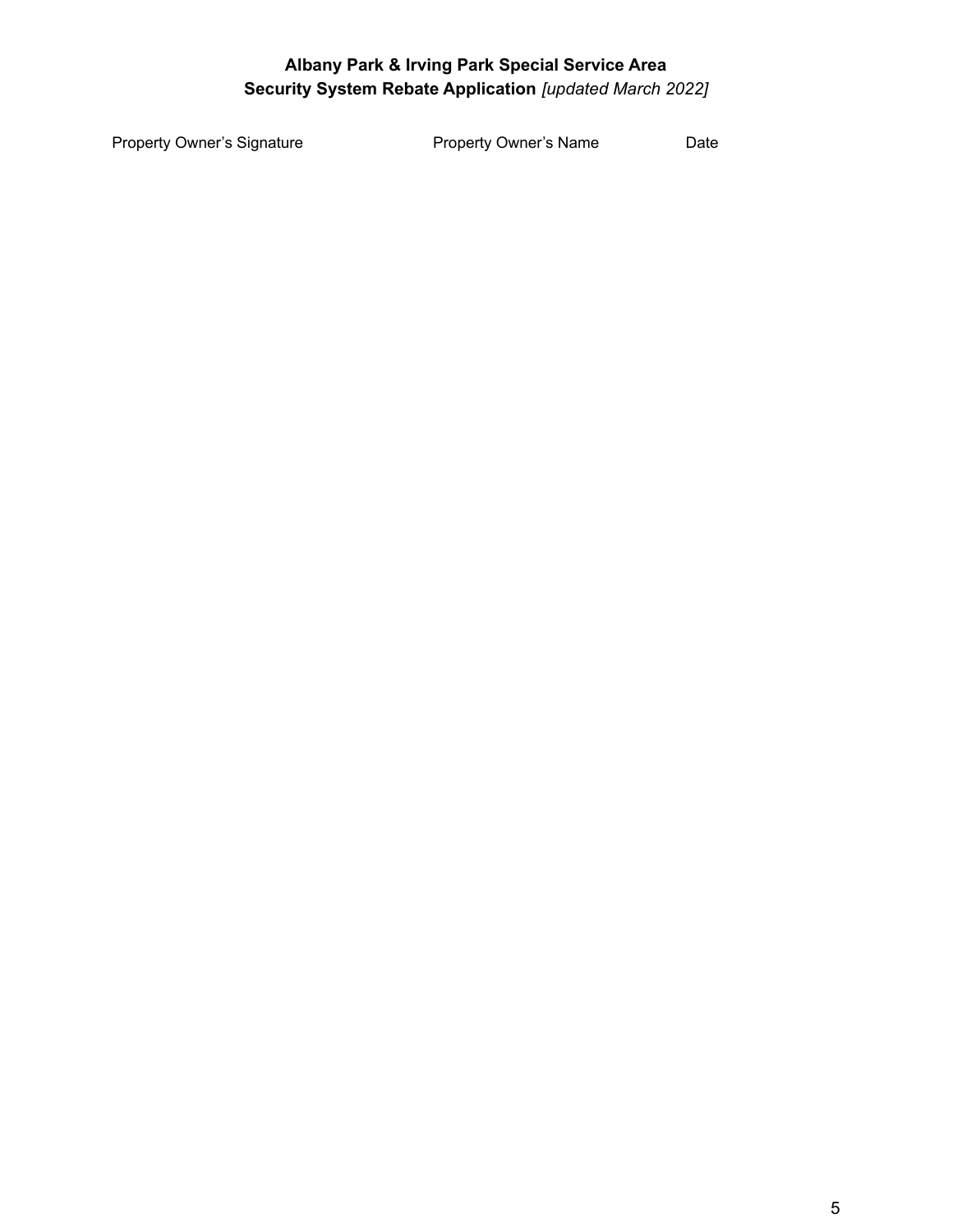**Albany Park & Irving Park Special Service Area**
**Security System Rebate Application** *[updated March 2022]*

Property Owner's Signature Property Owner's Name Date